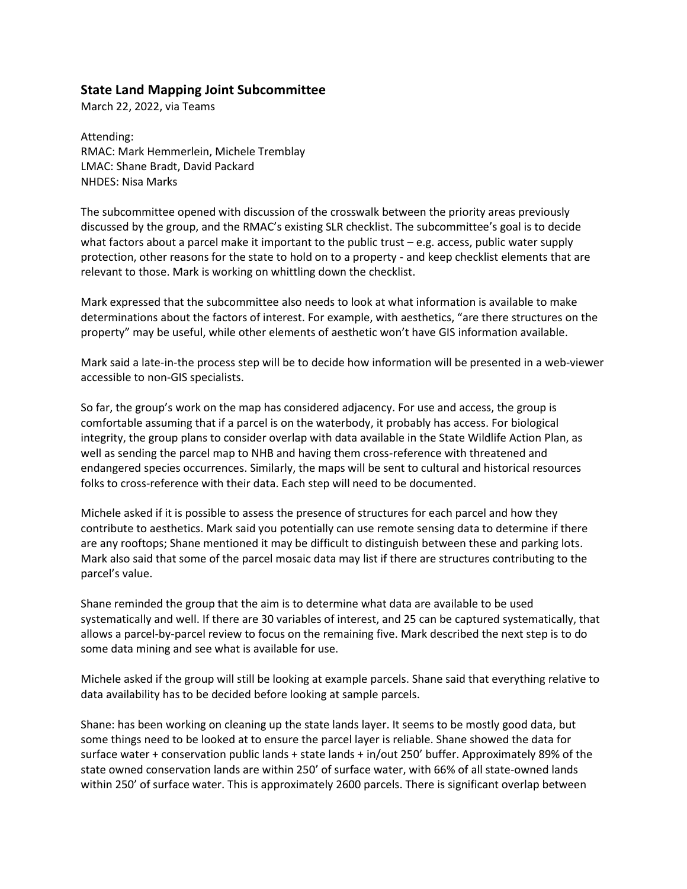## State Land Mapping Joint Subcommittee

March 22, 2022, via Teams

Attending:
RMAC: Mark Hemmerlein, Michele Tremblay
LMAC: Shane Bradt, David Packard
NHDES: Nisa Marks

The subcommittee opened with discussion of the crosswalk between the priority areas previously discussed by the group, and the RMAC's existing SLR checklist. The subcommittee's goal is to decide what factors about a parcel make it important to the public trust – e.g. access, public water supply protection, other reasons for the state to hold on to a property - and keep checklist elements that are relevant to those. Mark is working on whittling down the checklist.

Mark expressed that the subcommittee also needs to look at what information is available to make determinations about the factors of interest. For example, with aesthetics, "are there structures on the property" may be useful, while other elements of aesthetic won't have GIS information available.

Mark said a late-in-the process step will be to decide how information will be presented in a web-viewer accessible to non-GIS specialists.

So far, the group's work on the map has considered adjacency. For use and access, the group is comfortable assuming that if a parcel is on the waterbody, it probably has access. For biological integrity, the group plans to consider overlap with data available in the State Wildlife Action Plan, as well as sending the parcel map to NHB and having them cross-reference with threatened and endangered species occurrences. Similarly, the maps will be sent to cultural and historical resources folks to cross-reference with their data. Each step will need to be documented.

Michele asked if it is possible to assess the presence of structures for each parcel and how they contribute to aesthetics. Mark said you potentially can use remote sensing data to determine if there are any rooftops; Shane mentioned it may be difficult to distinguish between these and parking lots. Mark also said that some of the parcel mosaic data may list if there are structures contributing to the parcel's value.

Shane reminded the group that the aim is to determine what data are available to be used systematically and well. If there are 30 variables of interest, and 25 can be captured systematically, that allows a parcel-by-parcel review to focus on the remaining five. Mark described the next step is to do some data mining and see what is available for use.

Michele asked if the group will still be looking at example parcels. Shane said that everything relative to data availability has to be decided before looking at sample parcels.

Shane: has been working on cleaning up the state lands layer. It seems to be mostly good data, but some things need to be looked at to ensure the parcel layer is reliable. Shane showed the data for surface water + conservation public lands + state lands + in/out 250' buffer. Approximately 89% of the state owned conservation lands are within 250' of surface water, with 66% of all state-owned lands within 250' of surface water. This is approximately 2600 parcels. There is significant overlap between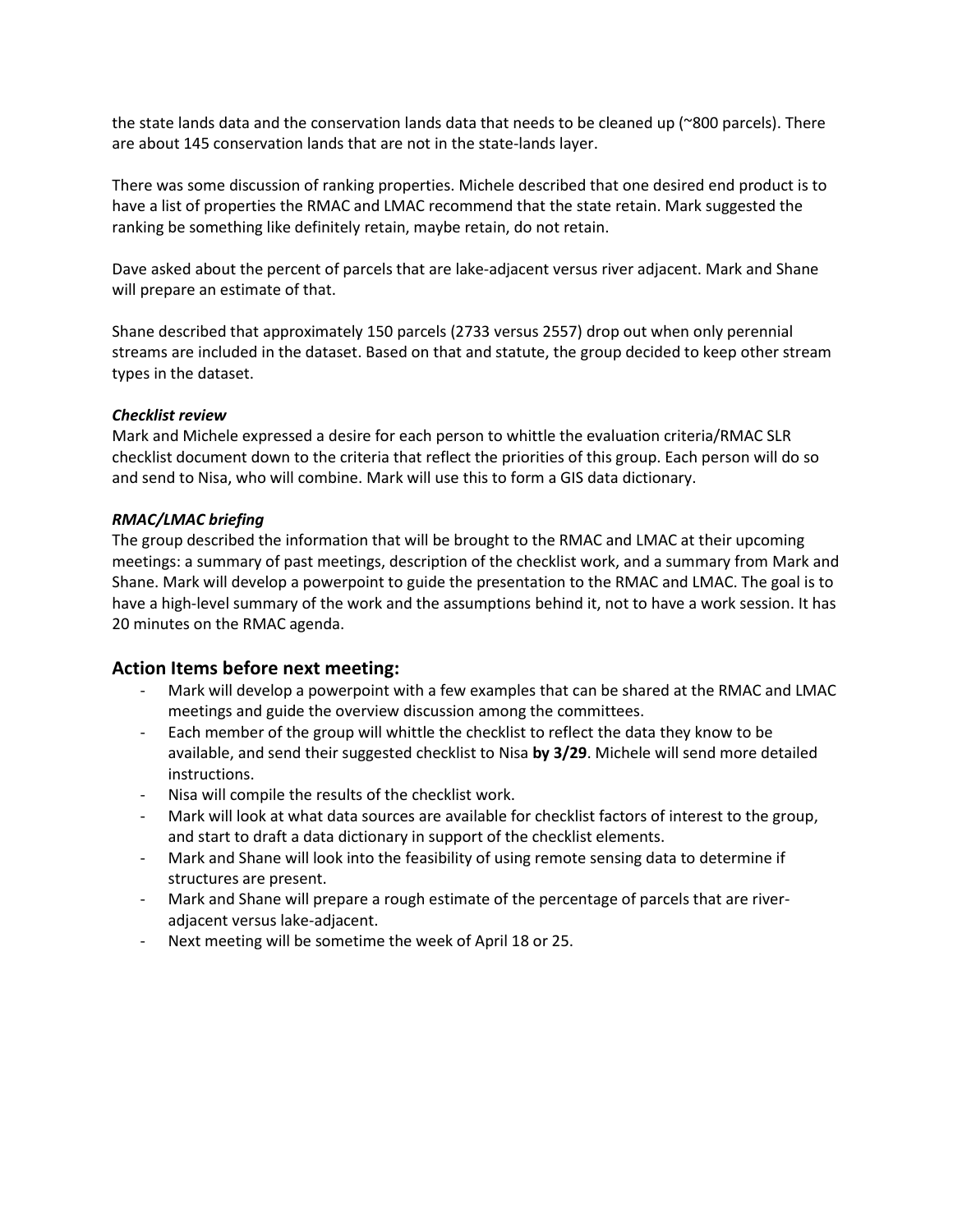the state lands data and the conservation lands data that needs to be cleaned up (~800 parcels). There are about 145 conservation lands that are not in the state-lands layer.

There was some discussion of ranking properties. Michele described that one desired end product is to have a list of properties the RMAC and LMAC recommend that the state retain. Mark suggested the ranking be something like definitely retain, maybe retain, do not retain.

Dave asked about the percent of parcels that are lake-adjacent versus river adjacent. Mark and Shane will prepare an estimate of that.

Shane described that approximately 150 parcels (2733 versus 2557) drop out when only perennial streams are included in the dataset. Based on that and statute, the group decided to keep other stream types in the dataset.

***Checklist review***

Mark and Michele expressed a desire for each person to whittle the evaluation criteria/RMAC SLR checklist document down to the criteria that reflect the priorities of this group. Each person will do so and send to Nisa, who will combine. Mark will use this to form a GIS data dictionary.

***RMAC/LMAC briefing***

The group described the information that will be brought to the RMAC and LMAC at their upcoming meetings: a summary of past meetings, description of the checklist work, and a summary from Mark and Shane. Mark will develop a powerpoint to guide the presentation to the RMAC and LMAC. The goal is to have a high-level summary of the work and the assumptions behind it, not to have a work session. It has 20 minutes on the RMAC agenda.

## Action Items before next meeting:

- Mark will develop a powerpoint with a few examples that can be shared at the RMAC and LMAC meetings and guide the overview discussion among the committees.
- Each member of the group will whittle the checklist to reflect the data they know to be available, and send their suggested checklist to Nisa **by 3/29**. Michele will send more detailed instructions.
- Nisa will compile the results of the checklist work.
- Mark will look at what data sources are available for checklist factors of interest to the group, and start to draft a data dictionary in support of the checklist elements.
- Mark and Shane will look into the feasibility of using remote sensing data to determine if structures are present.
- Mark and Shane will prepare a rough estimate of the percentage of parcels that are river-adjacent versus lake-adjacent.
- Next meeting will be sometime the week of April 18 or 25.